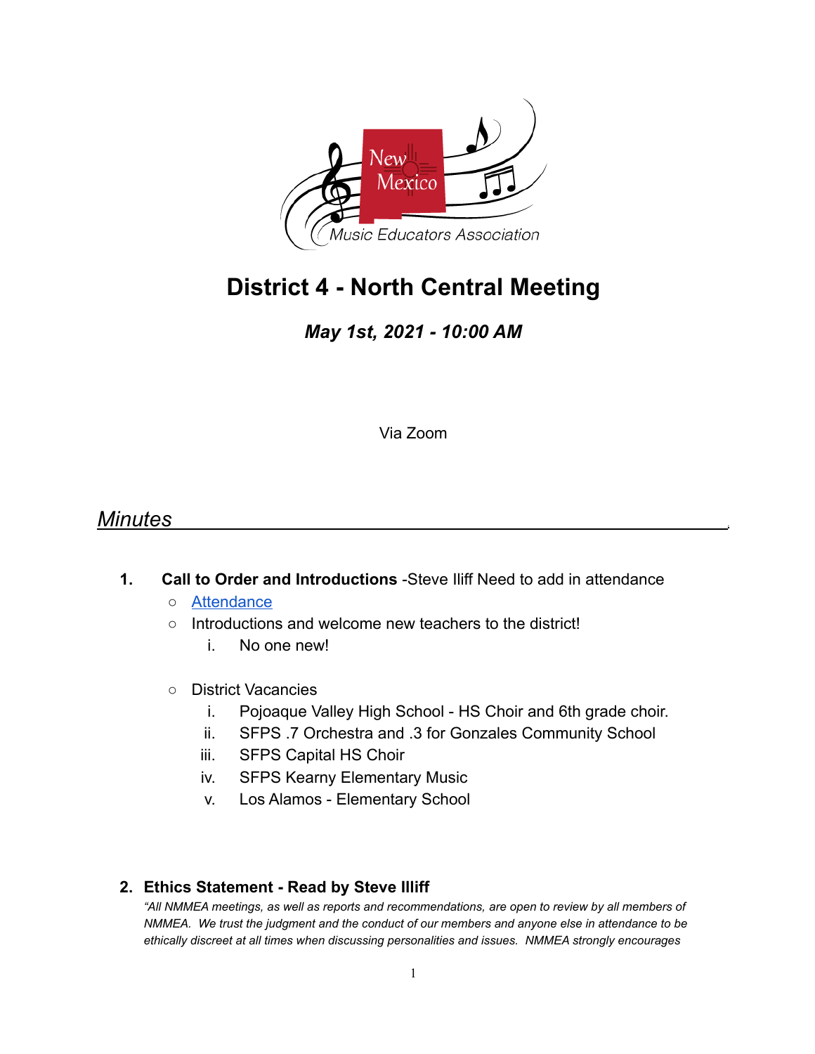# District 4 - North Central Meeting

### *May 1st, 2021 - 10:00 AM*

Via Zoom

## *Minutes*

1. **Call to Order and Introductions** -Steve Iliff Need to add in attendance
   - Attendance
   - Introductions and welcome new teachers to the district!
     i. No one new!

   - District Vacancies
     i. Pojoaque Valley High School - HS Choir and 6th grade choir.
     ii. SFPS .7 Orchestra and .3 for Gonzales Community School
     iii. SFPS Capital HS Choir
     iv. SFPS Kearny Elementary Music
     v. Los Alamos - Elementary School

2. **Ethics Statement - Read by Steve Illiff**

   *"All NMMEA meetings, as well as reports and recommendations, are open to review by all members of NMMEA. We trust the judgment and the conduct of our members and anyone else in attendance to be ethically discreet at all times when discussing personalities and issues. NMMEA strongly encourages*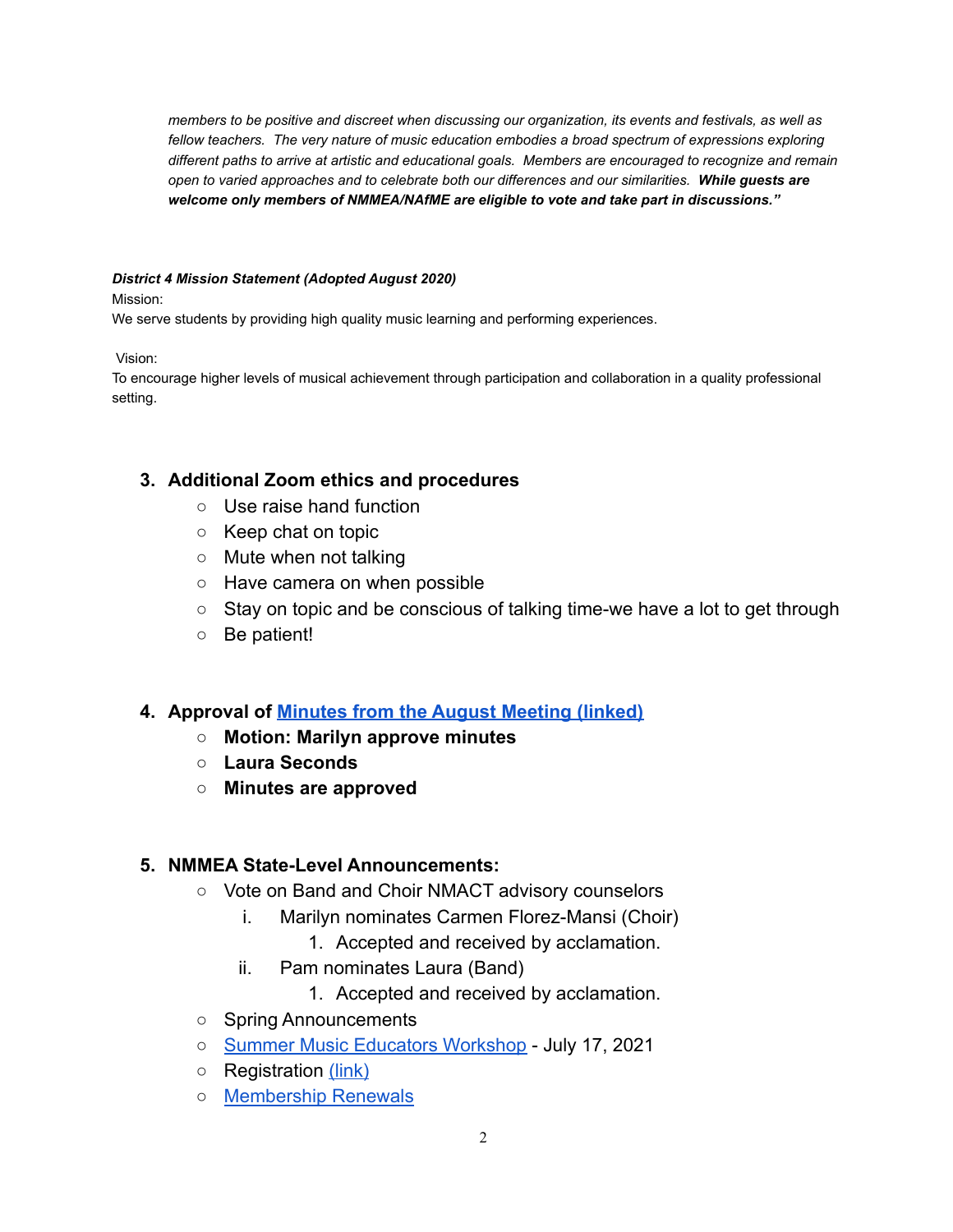*members to be positive and discreet when discussing our organization, its events and festivals, as well as fellow teachers. The very nature of music education embodies a broad spectrum of expressions exploring different paths to arrive at artistic and educational goals. Members are encouraged to recognize and remain open to varied approaches and to celebrate both our differences and our similarities.* ***While guests are welcome only members of NMMEA/NAfME are eligible to vote and take part in discussions.”***

***District 4 Mission Statement (Adopted August 2020)***

Mission:

We serve students by providing high quality music learning and performing experiences.

Vision:

To encourage higher levels of musical achievement through participation and collaboration in a quality professional setting.

3. **Additional Zoom ethics and procedures**
   - Use raise hand function
   - Keep chat on topic
   - Mute when not talking
   - Have camera on when possible
   - Stay on topic and be conscious of talking time-we have a lot to get through
   - Be patient!

4. **Approval of Minutes from the August Meeting (linked)**
   - **Motion: Marilyn approve minutes**
   - **Laura Seconds**
   - **Minutes are approved**

5. **NMMEA State-Level Announcements:**
   - Vote on Band and Choir NMACT advisory counselors
     i. Marilyn nominates Carmen Florez-Mansi (Choir)
        1. Accepted and received by acclamation.
     ii. Pam nominates Laura (Band)
        1. Accepted and received by acclamation.
   - Spring Announcements
   - Summer Music Educators Workshop - July 17, 2021
   - Registration (link)
   - Membership Renewals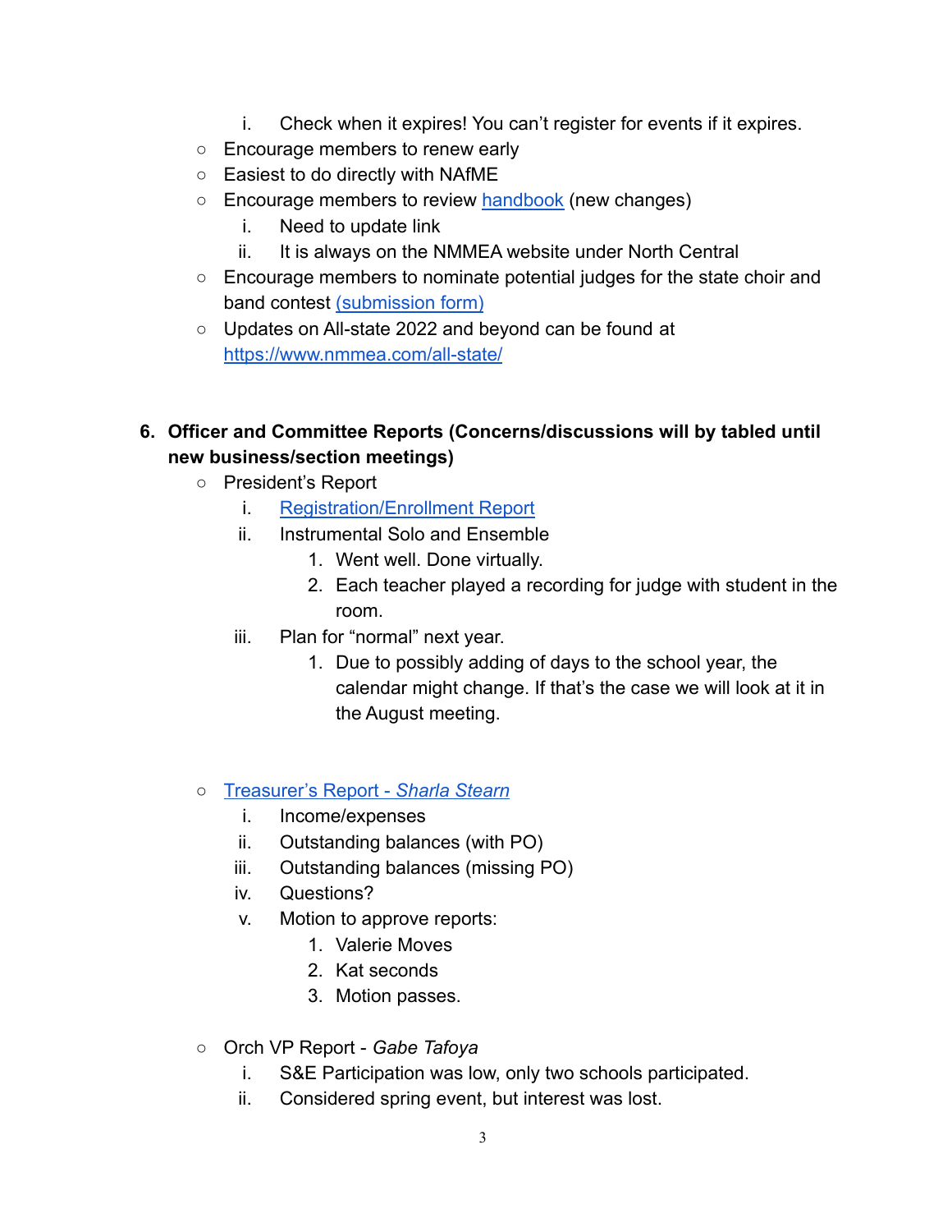i. Check when it expires! You can't register for events if it expires.
  - Encourage members to renew early
  - Easiest to do directly with NAfME
  - Encourage members to review handbook (new changes)
      i. Need to update link
      ii. It is always on the NMMEA website under North Central
  - Encourage members to nominate potential judges for the state choir and band contest (submission form)
  - Updates on All-state 2022 and beyond can be found at https://www.nmmea.com/all-state/

6. **Officer and Committee Reports (Concerns/discussions will by tabled until new business/section meetings)**
  - President's Report
      i. Registration/Enrollment Report
      ii. Instrumental Solo and Ensemble
          1. Went well. Done virtually.
          2. Each teacher played a recording for judge with student in the room.
      iii. Plan for "normal" next year.
          1. Due to possibly adding of days to the school year, the calendar might change. If that's the case we will look at it in the August meeting.

  - Treasurer's Report - *Sharla Stearn*
      i. Income/expenses
      ii. Outstanding balances (with PO)
      iii. Outstanding balances (missing PO)
      iv. Questions?
      v. Motion to approve reports:
          1. Valerie Moves
          2. Kat seconds
          3. Motion passes.

  - Orch VP Report - *Gabe Tafoya*
      i. S&E Participation was low, only two schools participated.
      ii. Considered spring event, but interest was lost.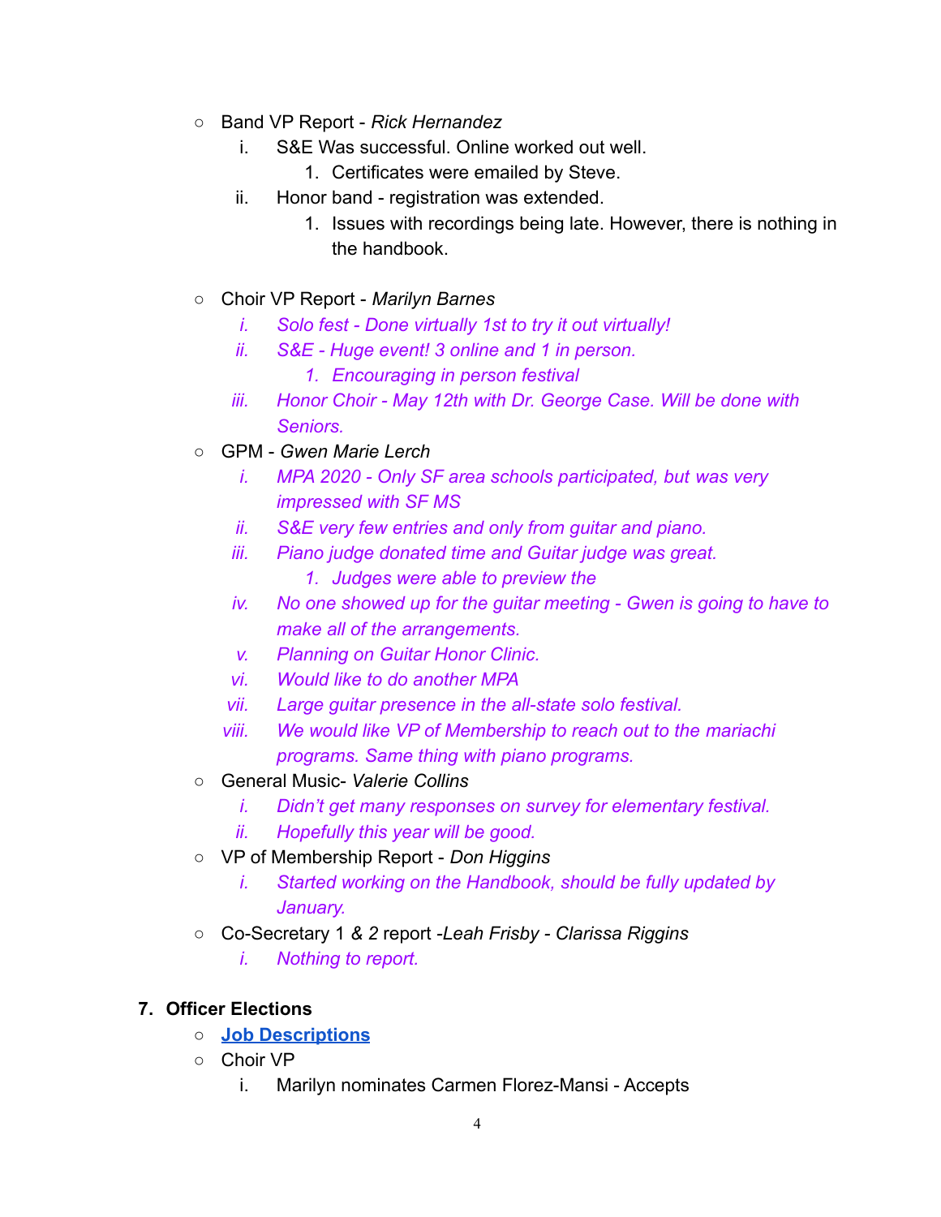- Band VP Report - *Rick Hernandez*
    i. S&E Was successful. Online worked out well.
        1. Certificates were emailed by Steve.
    ii. Honor band - registration was extended.
        1. Issues with recordings being late. However, there is nothing in the handbook.

- Choir VP Report - *Marilyn Barnes*
    *i. Solo fest - Done virtually 1st to try it out virtually!*
    *ii. S&E - Huge event! 3 online and 1 in person.*
        *1. Encouraging in person festival*
    *iii. Honor Choir - May 12th with Dr. George Case. Will be done with Seniors.*
- GPM - *Gwen Marie Lerch*
    *i. MPA 2020 - Only SF area schools participated, but was very impressed with SF MS*
    *ii. S&E very few entries and only from guitar and piano.*
    *iii. Piano judge donated time and Guitar judge was great.*
        *1. Judges were able to preview the*
    *iv. No one showed up for the guitar meeting - Gwen is going to have to make all of the arrangements.*
    *v. Planning on Guitar Honor Clinic.*
    *vi. Would like to do another MPA*
    *vii. Large guitar presence in the all-state solo festival.*
    *viii. We would like VP of Membership to reach out to the mariachi programs. Same thing with piano programs.*
- General Music- *Valerie Collins*
    *i. Didn't get many responses on survey for elementary festival.*
    *ii. Hopefully this year will be good.*
- VP of Membership Report - *Don Higgins*
    *i. Started working on the Handbook, should be fully updated by January.*
- Co-Secretary 1 *& 2* report -*Leah Frisby - Clarissa Riggins*
    *i. Nothing to report.*

**7. Officer Elections**
- **Job Descriptions**
- Choir VP
    i. Marilyn nominates Carmen Florez-Mansi - Accepts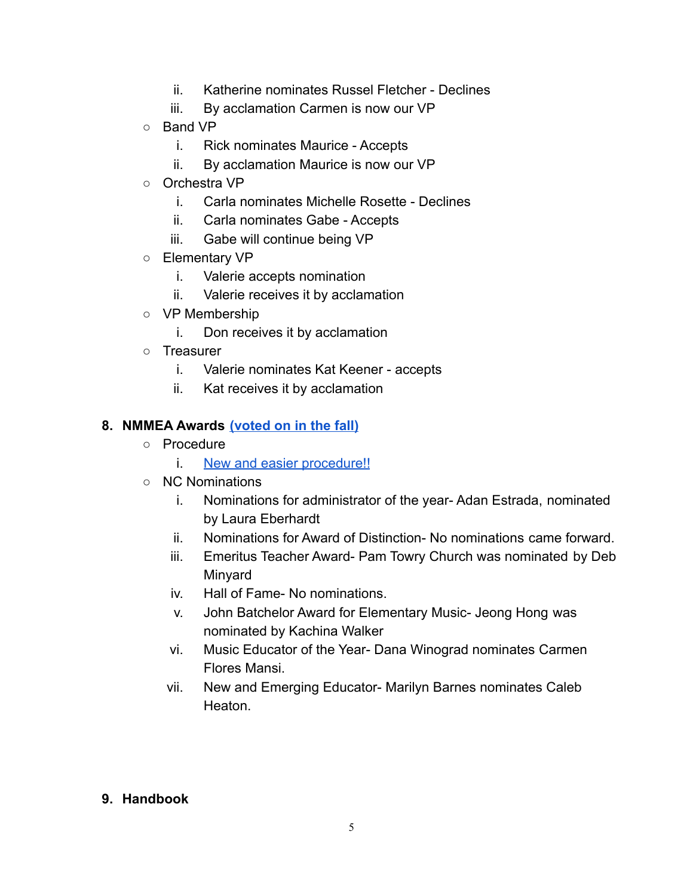- ii. Katherine nominates Russel Fletcher - Declines
   - iii. By acclamation Carmen is now our VP
- Band VP
   - i. Rick nominates Maurice - Accepts
   - ii. By acclamation Maurice is now our VP
- Orchestra VP
   - i. Carla nominates Michelle Rosette - Declines
   - ii. Carla nominates Gabe - Accepts
   - iii. Gabe will continue being VP
- Elementary VP
   - i. Valerie accepts nomination
   - ii. Valerie receives it by acclamation
- VP Membership
   - i. Don receives it by acclamation
- Treasurer
   - i. Valerie nominates Kat Keener - accepts
   - ii. Kat receives it by acclamation

**8. NMMEA Awards (voted on in the fall)**

- Procedure
   - i. New and easier procedure!!
- NC Nominations
   - i. Nominations for administrator of the year- Adan Estrada, nominated by Laura Eberhardt
   - ii. Nominations for Award of Distinction- No nominations came forward.
   - iii. Emeritus Teacher Award- Pam Towry Church was nominated by Deb Minyard
   - iv. Hall of Fame- No nominations.
   - v. John Batchelor Award for Elementary Music- Jeong Hong was nominated by Kachina Walker
   - vi. Music Educator of the Year- Dana Winograd nominates Carmen Flores Mansi.
   - vii. New and Emerging Educator- Marilyn Barnes nominates Caleb Heaton.

**9. Handbook**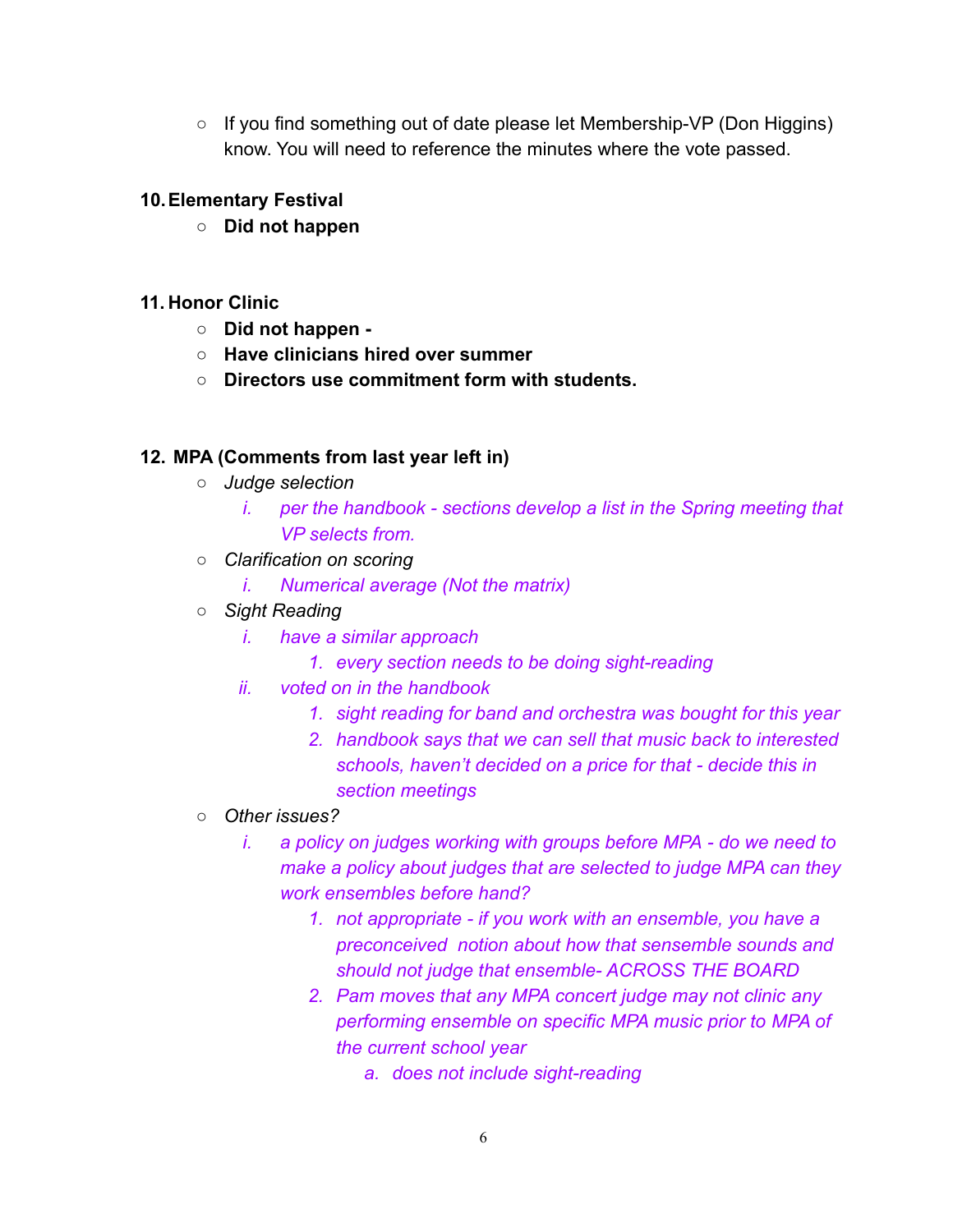- If you find something out of date please let Membership-VP (Don Higgins) know. You will need to reference the minutes where the vote passed.

**10. Elementary Festival**

- **Did not happen**

**11. Honor Clinic**

- **Did not happen -**
- **Have clinicians hired over summer**
- **Directors use commitment form with students.**

**12. MPA (Comments from last year left in)**

- *Judge selection*
    - i. *per the handbook - sections develop a list in the Spring meeting that VP selects from.*
- *Clarification on scoring*
    - i. *Numerical average (Not the matrix)*
- *Sight Reading*
    - i. *have a similar approach*
        1. *every section needs to be doing sight-reading*
    - ii. *voted on in the handbook*
        1. *sight reading for band and orchestra was bought for this year*
        2. *handbook says that we can sell that music back to interested schools, haven't decided on a price for that - decide this in section meetings*
- *Other issues?*
    - i. *a policy on judges working with groups before MPA - do we need to make a policy about judges that are selected to judge MPA can they work ensembles before hand?*
        1. *not appropriate - if you work with an ensemble, you have a preconceived notion about how that sensemble sounds and should not judge that ensemble- ACROSS THE BOARD*
        2. *Pam moves that any MPA concert judge may not clinic any performing ensemble on specific MPA music prior to MPA of the current school year*
            - a. *does not include sight-reading*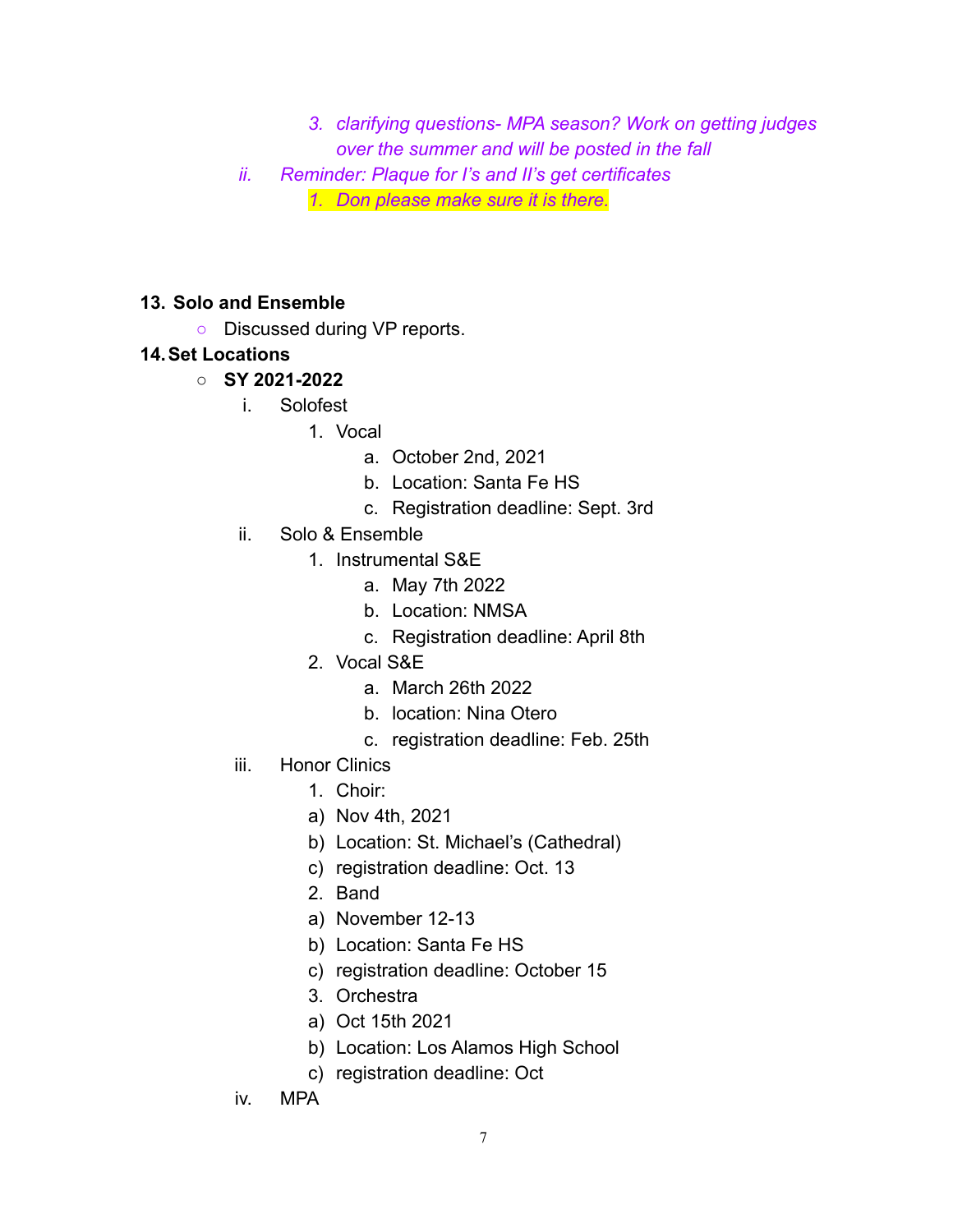3. *clarifying questions- MPA season? Work on getting judges over the summer and will be posted in the fall*

ii. *Reminder: Plaque for I's and II's get certificates*

   1. *Don please make sure it is there.*

**13. Solo and Ensemble**

- Discussed during VP reports.

**14. Set Locations**

- **SY 2021-2022**
  - i. Solofest
    1. Vocal
       a. October 2nd, 2021
       b. Location: Santa Fe HS
       c. Registration deadline: Sept. 3rd
  - ii. Solo & Ensemble
    1. Instrumental S&E
       a. May 7th 2022
       b. Location: NMSA
       c. Registration deadline: April 8th
    2. Vocal S&E
       a. March 26th 2022
       b. location: Nina Otero
       c. registration deadline: Feb. 25th
  - iii. Honor Clinics
    1. Choir:
    a) Nov 4th, 2021
    b) Location: St. Michael's (Cathedral)
    c) registration deadline: Oct. 13
    2. Band
    a) November 12-13
    b) Location: Santa Fe HS
    c) registration deadline: October 15
    3. Orchestra
    a) Oct 15th 2021
    b) Location: Los Alamos High School
    c) registration deadline: Oct
  - iv. MPA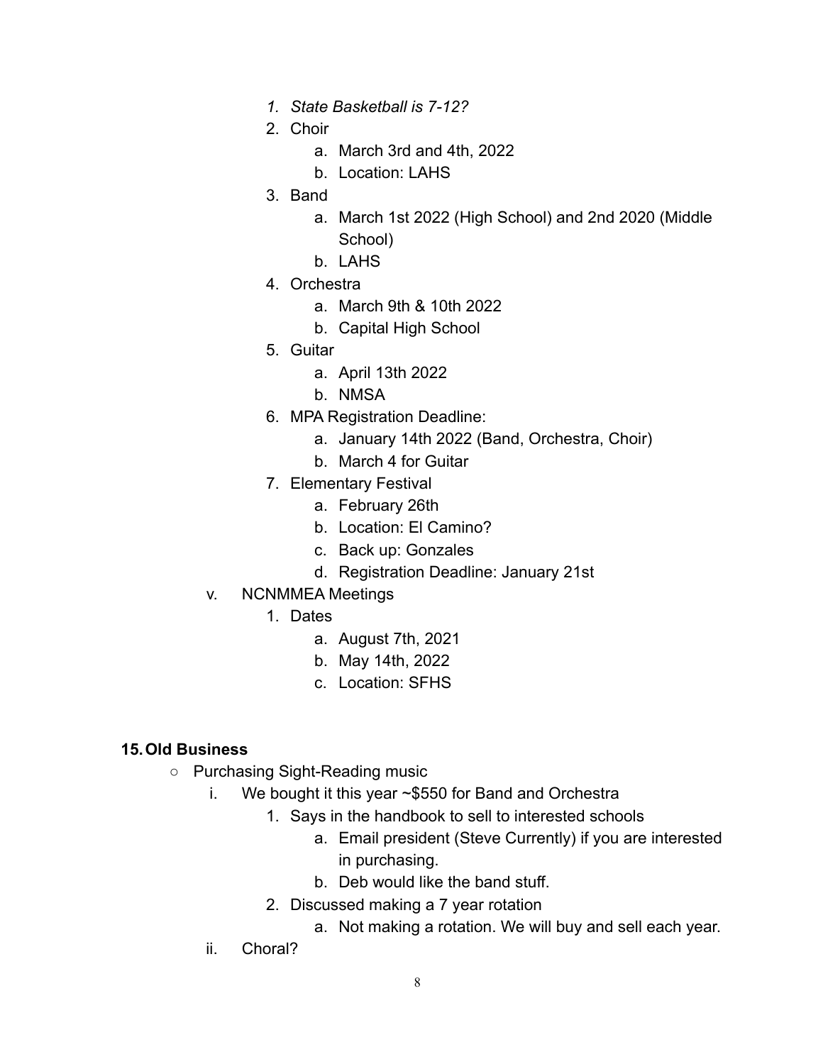1. *State Basketball is 7-12?*
2. Choir
    a. March 3rd and 4th, 2022
    b. Location: LAHS
3. Band
    a. March 1st 2022 (High School) and 2nd 2020 (Middle School)
    b. LAHS
4. Orchestra
    a. March 9th & 10th 2022
    b. Capital High School
5. Guitar
    a. April 13th 2022
    b. NMSA
6. MPA Registration Deadline:
    a. January 14th 2022 (Band, Orchestra, Choir)
    b. March 4 for Guitar
7. Elementary Festival
    a. February 26th
    b. Location: El Camino?
    c. Back up: Gonzales
    d. Registration Deadline: January 21st

v. NCNMMEA Meetings
1. Dates
    a. August 7th, 2021
    b. May 14th, 2022
    c. Location: SFHS

**15. Old Business**

- Purchasing Sight-Reading music
    i. We bought it this year ~$550 for Band and Orchestra
        1. Says in the handbook to sell to interested schools
            a. Email president (Steve Currently) if you are interested in purchasing.
            b. Deb would like the band stuff.
        2. Discussed making a 7 year rotation
            a. Not making a rotation. We will buy and sell each year.
    ii. Choral?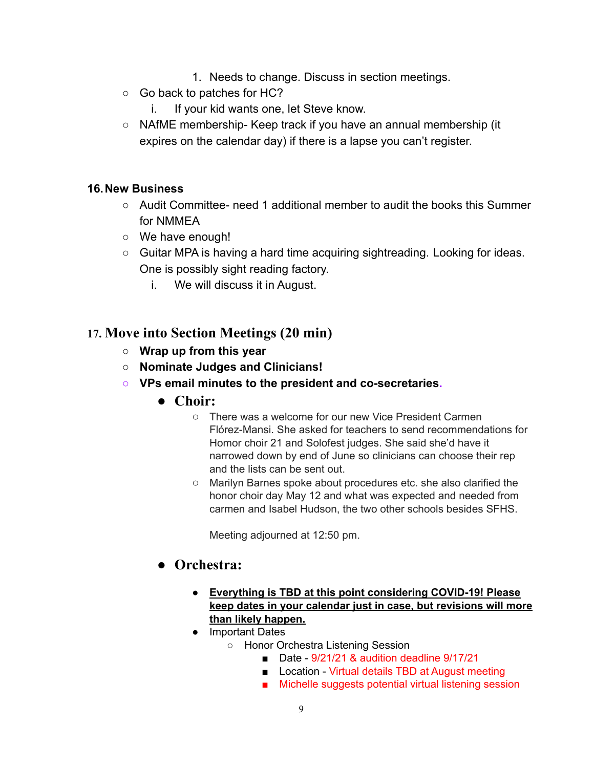1. Needs to change. Discuss in section meetings.

- Go back to patches for HC?
    - i. If your kid wants one, let Steve know.
- NAfME membership- Keep track if you have an annual membership (it expires on the calendar day) if there is a lapse you can't register.

**16. New Business**

- Audit Committee- need 1 additional member to audit the books this Summer for NMMEA
- We have enough!
- Guitar MPA is having a hard time acquiring sightreading. Looking for ideas. One is possibly sight reading factory.
    - i. We will discuss it in August.

## 17. Move into Section Meetings (20 min)

- **Wrap up from this year**
- **Nominate Judges and Clinicians!**
- **VPs email minutes to the president and co-secretaries.**
    - **Choir:**
        - There was a welcome for our new Vice President Carmen Flórez-Mansi. She asked for teachers to send recommendations for Homor choir 21 and Solofest judges. She said she'd have it narrowed down by end of June so clinicians can choose their rep and the lists can be sent out.
        - Marilyn Barnes spoke about procedures etc. she also clarified the honor choir day May 12 and what was expected and needed from carmen and Isabel Hudson, the two other schools besides SFHS.

          Meeting adjourned at 12:50 pm.

    - **Orchestra:**
        - **Everything is TBD at this point considering COVID-19! Please keep dates in your calendar just in case, but revisions will more than likely happen.**
        - Important Dates
            - Honor Orchestra Listening Session
                - Date - 9/21/21 & audition deadline 9/17/21
                - Location - Virtual details TBD at August meeting
                - Michelle suggests potential virtual listening session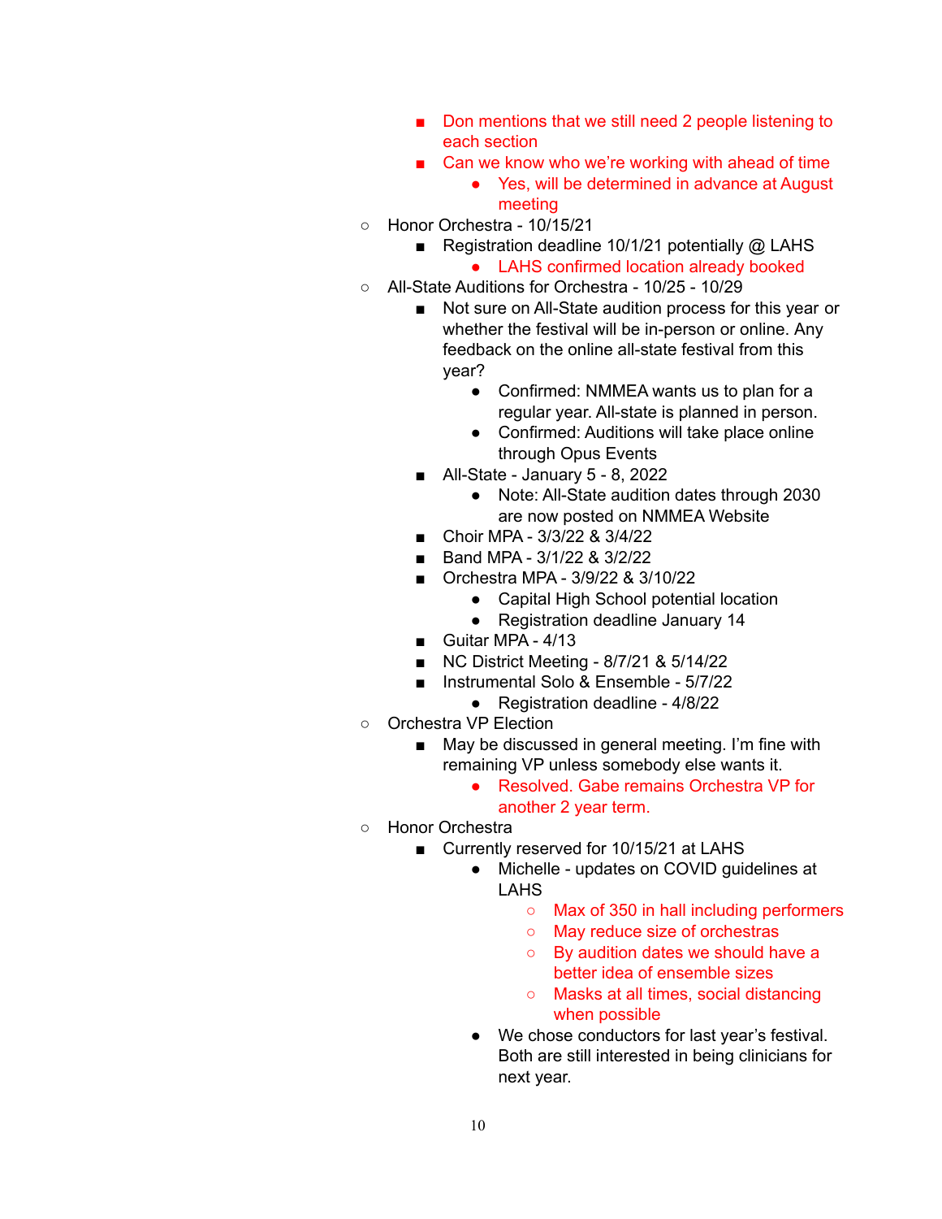- Don mentions that we still need 2 people listening to each section
            - Can we know who we're working with ahead of time
                - Yes, will be determined in advance at August meeting
    - Honor Orchestra - 10/15/21
        - Registration deadline 10/1/21 potentially @ LAHS
            - LAHS confirmed location already booked
    - All-State Auditions for Orchestra - 10/25 - 10/29
        - Not sure on All-State audition process for this year or whether the festival will be in-person or online. Any feedback on the online all-state festival from this year?
            - Confirmed: NMMEA wants us to plan for a regular year. All-state is planned in person.
            - Confirmed: Auditions will take place online through Opus Events
        - All-State - January 5 - 8, 2022
            - Note: All-State audition dates through 2030 are now posted on NMMEA Website
        - Choir MPA - 3/3/22 & 3/4/22
        - Band MPA - 3/1/22 & 3/2/22
        - Orchestra MPA - 3/9/22 & 3/10/22
            - Capital High School potential location
            - Registration deadline January 14
        - Guitar MPA - 4/13
        - NC District Meeting - 8/7/21 & 5/14/22
        - Instrumental Solo & Ensemble - 5/7/22
            - Registration deadline - 4/8/22
    - Orchestra VP Election
        - May be discussed in general meeting. I'm fine with remaining VP unless somebody else wants it.
            - Resolved. Gabe remains Orchestra VP for another 2 year term.
    - Honor Orchestra
        - Currently reserved for 10/15/21 at LAHS
            - Michelle - updates on COVID guidelines at LAHS
                - Max of 350 in hall including performers
                - May reduce size of orchestras
                - By audition dates we should have a better idea of ensemble sizes
                - Masks at all times, social distancing when possible
            - We chose conductors for last year's festival. Both are still interested in being clinicians for next year.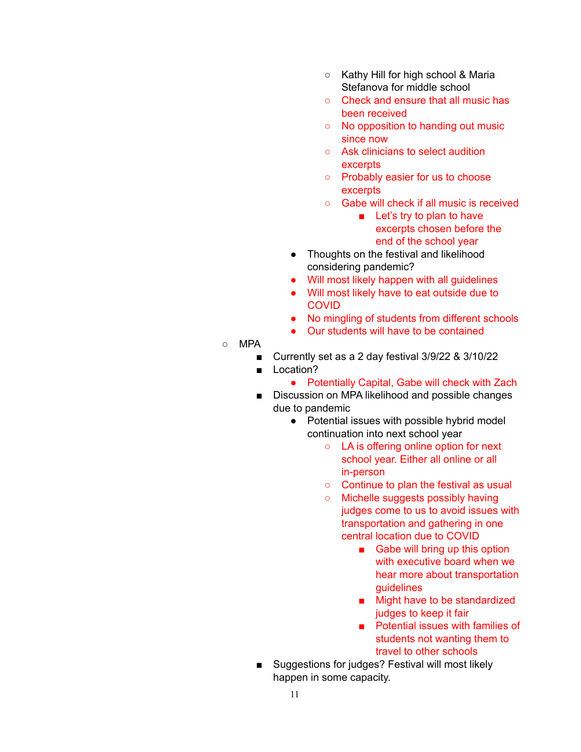- Kathy Hill for high school & Maria Stefanova for middle school
            - Check and ensure that all music has been received
            - No opposition to handing out music since now
            - Ask clinicians to select audition excerpts
            - Probably easier for us to choose excerpts
            - Gabe will check if all music is received
                - Let's try to plan to have excerpts chosen before the end of the school year
        - Thoughts on the festival and likelihood considering pandemic?
        - Will most likely happen with all guidelines
        - Will most likely have to eat outside due to COVID
        - No mingling of students from different schools
        - Our students will have to be contained
- MPA
    - Currently set as a 2 day festival 3/9/22 & 3/10/22
    - Location?
        - Potentially Capital, Gabe will check with Zach
    - Discussion on MPA likelihood and possible changes due to pandemic
        - Potential issues with possible hybrid model continuation into next school year
            - LA is offering online option for next school year. Either all online or all in-person
            - Continue to plan the festival as usual
            - Michelle suggests possibly having judges come to us to avoid issues with transportation and gathering in one central location due to COVID
                - Gabe will bring up this option with executive board when we hear more about transportation guidelines
                - Might have to be standardized judges to keep it fair
                - Potential issues with families of students not wanting them to travel to other schools
    - Suggestions for judges? Festival will most likely happen in some capacity.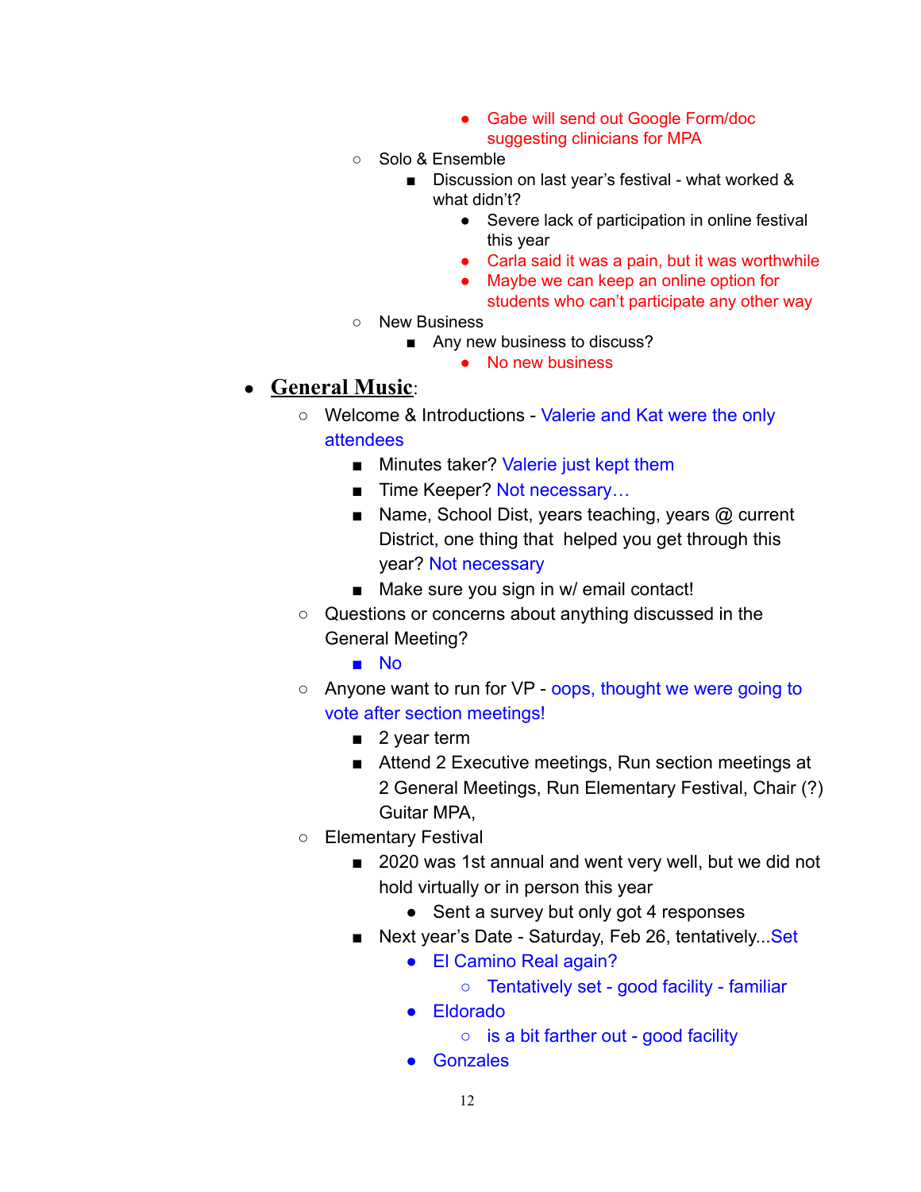- Gabe will send out Google Form/doc suggesting clinicians for MPA
    - Solo & Ensemble
        - Discussion on last year's festival - what worked & what didn't?
            - Severe lack of participation in online festival this year
            - Carla said it was a pain, but it was worthwhile
            - Maybe we can keep an online option for students who can't participate any other way
    - New Business
        - Any new business to discuss?
            - No new business

- **General Music**:
    - Welcome & Introductions - Valerie and Kat were the only attendees
        - Minutes taker? Valerie just kept them
        - Time Keeper? Not necessary…
        - Name, School Dist, years teaching, years @ current District, one thing that helped you get through this year? Not necessary
        - Make sure you sign in w/ email contact!
    - Questions or concerns about anything discussed in the General Meeting?
        - No
    - Anyone want to run for VP - oops, thought we were going to vote after section meetings!
        - 2 year term
        - Attend 2 Executive meetings, Run section meetings at 2 General Meetings, Run Elementary Festival, Chair (?) Guitar MPA,
    - Elementary Festival
        - 2020 was 1st annual and went very well, but we did not hold virtually or in person this year
            - Sent a survey but only got 4 responses
        - Next year's Date - Saturday, Feb 26, tentatively...Set
            - El Camino Real again?
                - Tentatively set - good facility - familiar
            - Eldorado
                - is a bit farther out - good facility
            - Gonzales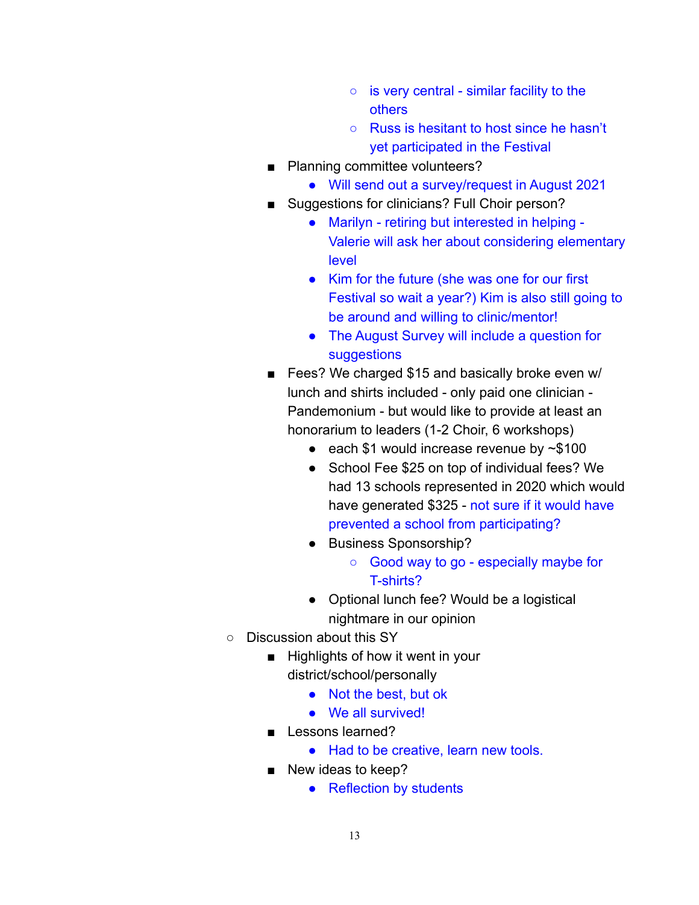- is very central - similar facility to the others
            - Russ is hesitant to host since he hasn't yet participated in the Festival
        - Planning committee volunteers?
            - Will send out a survey/request in August 2021
        - Suggestions for clinicians? Full Choir person?
            - Marilyn - retiring but interested in helping - Valerie will ask her about considering elementary level
            - Kim for the future (she was one for our first Festival so wait a year?) Kim is also still going to be around and willing to clinic/mentor!
            - The August Survey will include a question for suggestions
        - Fees? We charged $15 and basically broke even w/ lunch and shirts included - only paid one clinician - Pandemonium - but would like to provide at least an honorarium to leaders (1-2 Choir, 6 workshops)
            - each $1 would increase revenue by ~$100
            - School Fee $25 on top of individual fees? We had 13 schools represented in 2020 which would have generated $325 - not sure if it would have prevented a school from participating?
            - Business Sponsorship?
                - Good way to go - especially maybe for T-shirts?
            - Optional lunch fee? Would be a logistical nightmare in our opinion
    - Discussion about this SY
        - Highlights of how it went in your district/school/personally
            - Not the best, but ok
            - We all survived!
        - Lessons learned?
            - Had to be creative, learn new tools.
        - New ideas to keep?
            - Reflection by students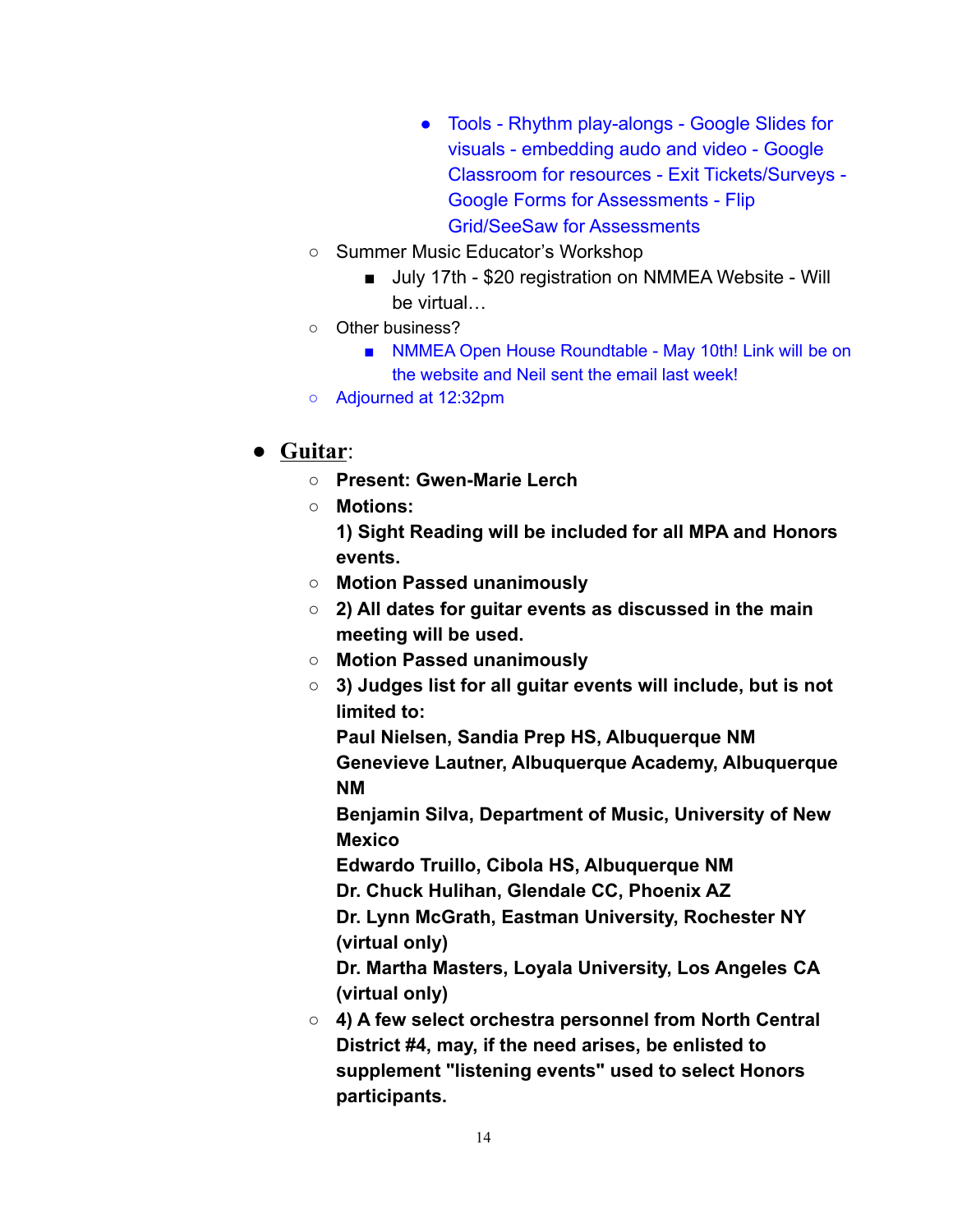- Tools - Rhythm play-alongs - Google Slides for visuals - embedding audo and video - Google Classroom for resources - Exit Tickets/Surveys - Google Forms for Assessments - Flip Grid/SeeSaw for Assessments
    - Summer Music Educator's Workshop
        - July 17th - $20 registration on NMMEA Website - Will be virtual…
    - Other business?
        - NMMEA Open House Roundtable - May 10th! Link will be on the website and Neil sent the email last week!
    - Adjourned at 12:32pm

- **Guitar**:
    - **Present: Gwen-Marie Lerch**
    - **Motions:**
      **1) Sight Reading will be included for all MPA and Honors events.**
    - **Motion Passed unanimously**
    - **2) All dates for guitar events as discussed in the main meeting will be used.**
    - **Motion Passed unanimously**
    - **3) Judges list for all guitar events will include, but is not limited to:**
      **Paul Nielsen, Sandia Prep HS, Albuquerque NM**
      **Genevieve Lautner, Albuquerque Academy, Albuquerque NM**
      **Benjamin Silva, Department of Music, University of New Mexico**
      **Edwardo Truillo, Cibola HS, Albuquerque NM**
      **Dr. Chuck Hulihan, Glendale CC, Phoenix AZ**
      **Dr. Lynn McGrath, Eastman University, Rochester NY (virtual only)**
      **Dr. Martha Masters, Loyala University, Los Angeles CA (virtual only)**
    - **4) A few select orchestra personnel from North Central District #4, may, if the need arises, be enlisted to supplement "listening events" used to select Honors participants.**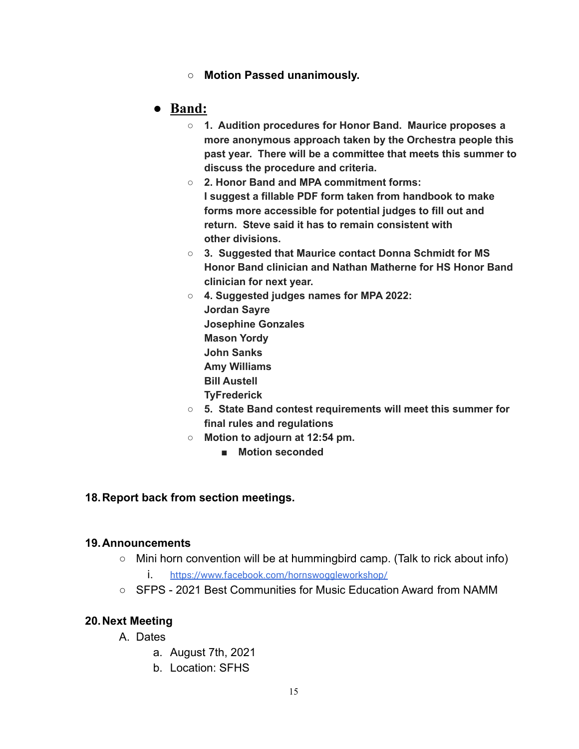- **Motion Passed unanimously.**

- **<u>Band:</u>**
  - **1. Audition procedures for Honor Band. Maurice proposes a more anonymous approach taken by the Orchestra people this past year. There will be a committee that meets this summer to discuss the procedure and criteria.**
  - **2. Honor Band and MPA commitment forms:**
    **I suggest a fillable PDF form taken from handbook to make forms more accessible for potential judges to fill out and return. Steve said it has to remain consistent with other divisions.**
  - **3. Suggested that Maurice contact Donna Schmidt for MS Honor Band clinician and Nathan Matherne for HS Honor Band clinician for next year.**
  - **4. Suggested judges names for MPA 2022:**
    **Jordan Sayre**
    **Josephine Gonzales**
    **Mason Yordy**
    **John Sanks**
    **Amy Williams**
    **Bill Austell**
    **TyFrederick**
  - **5. State Band contest requirements will meet this summer for final rules and regulations**
  - **Motion to adjourn at 12:54 pm.**
    - **Motion seconded**

**18. Report back from section meetings.**

**19. Announcements**

- Mini horn convention will be at hummingbird camp. (Talk to rick about info)
  i. https://www.facebook.com/hornswoggleworkshop/
- SFPS - 2021 Best Communities for Music Education Award from NAMM

**20. Next Meeting**

A. Dates
   a. August 7th, 2021
   b. Location: SFHS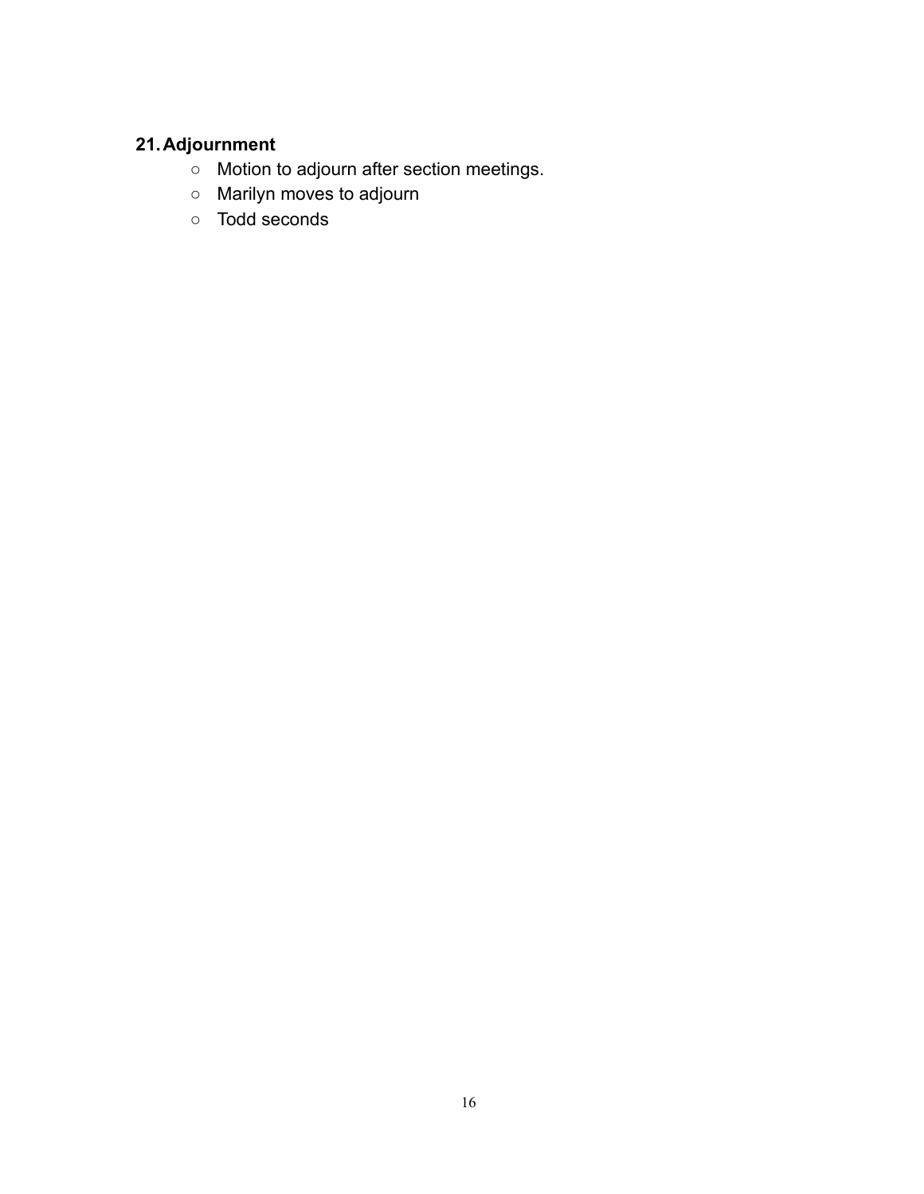## 21. Adjournment

- Motion to adjourn after section meetings.
- Marilyn moves to adjourn
- Todd seconds